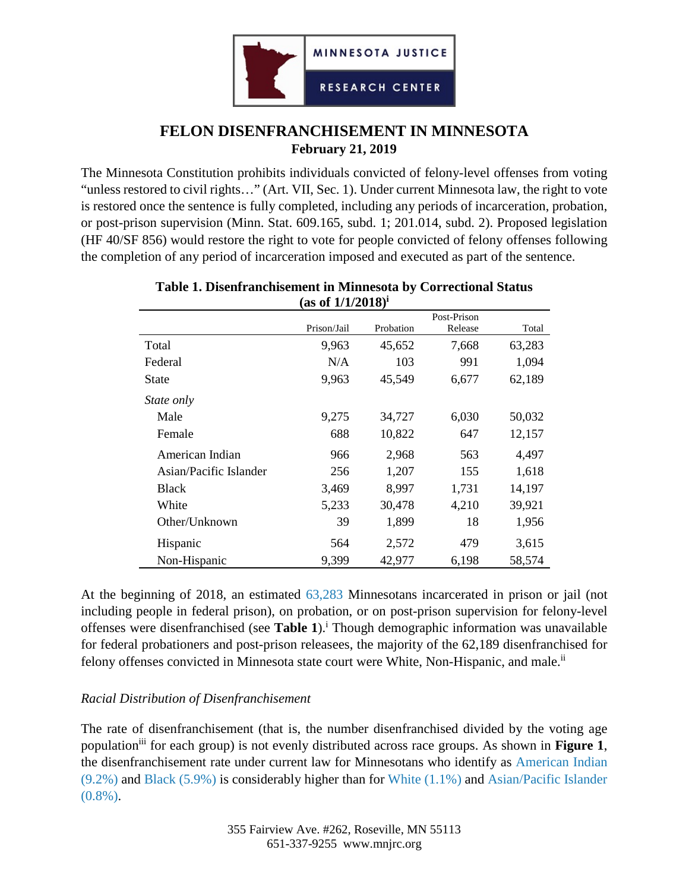MINNESOTA JUSTICE

RESEARCH CENTER

# FELON DISENFRANCHISEMENT IN MINNESOTA

**February 21, 2019**

The Minnesota Constitution prohibits individuals convicted of felony-level offenses from voting "unless restored to civil rights…" (Art. VII, Sec. 1). Under current Minnesota law, the right to vote is restored once the sentence is fully completed, including any periods of incarceration, probation, or post-prison supervision (Minn. Stat. 609.165, subd. 1; 201.014, subd. 2). Proposed legislation (HF 40/SF 856) would restore the right to vote for people convicted of felony offenses following the completion of any period of incarceration imposed and executed as part of the sentence.

**Table 1. Disenfranchisement in Minnesota by Correctional Status (as of 1/1/2018)[i]**

| | Prison/Jail | Probation | Post-Prison Release | Total |
|---|---|---|---|---|
| Total | 9,963 | 45,652 | 7,668 | 63,283 |
| Federal | N/A | 103 | 991 | 1,094 |
| State | 9,963 | 45,549 | 6,677 | 62,189 |
| *State only* | | | | |
| Male | 9,275 | 34,727 | 6,030 | 50,032 |
| Female | 688 | 10,822 | 647 | 12,157 |
| American Indian | 966 | 2,968 | 563 | 4,497 |
| Asian/Pacific Islander | 256 | 1,207 | 155 | 1,618 |
| Black | 3,469 | 8,997 | 1,731 | 14,197 |
| White | 5,233 | 30,478 | 4,210 | 39,921 |
| Other/Unknown | 39 | 1,899 | 18 | 1,956 |
| Hispanic | 564 | 2,572 | 479 | 3,615 |
| Non-Hispanic | 9,399 | 42,977 | 6,198 | 58,574 |

At the beginning of 2018, an estimated 63,283 Minnesotans incarcerated in prison or jail (not including people in federal prison), on probation, or on post-prison supervision for felony-level offenses were disenfranchised (see **Table 1**).[i] Though demographic information was unavailable for federal probationers and post-prison releasees, the majority of the 62,189 disenfranchised for felony offenses convicted in Minnesota state court were White, Non-Hispanic, and male.[ii]

*Racial Distribution of Disenfranchisement*

The rate of disenfranchisement (that is, the number disenfranchised divided by the voting age population[iii] for each group) is not evenly distributed across race groups. As shown in **Figure 1**, the disenfranchisement rate under current law for Minnesotans who identify as American Indian (9.2%) and Black (5.9%) is considerably higher than for White (1.1%) and Asian/Pacific Islander (0.8%).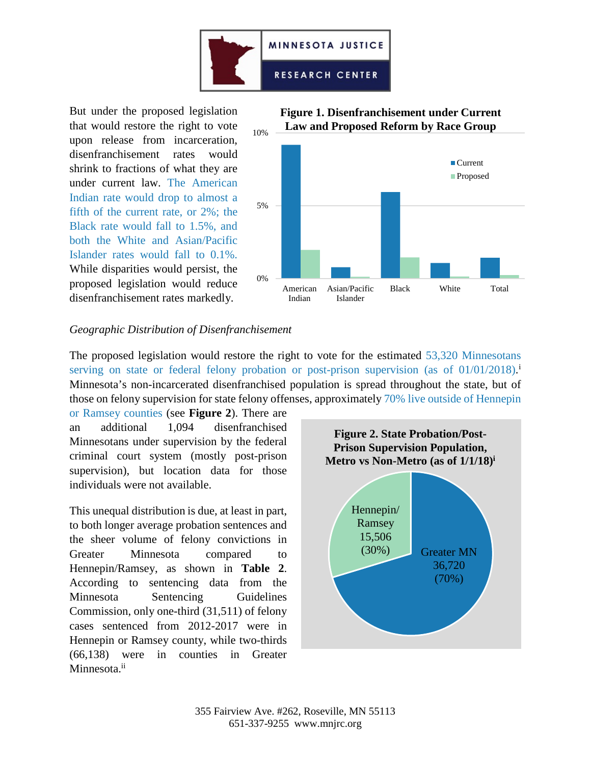But under the proposed legislation that would restore the right to vote upon release from incarceration, disenfranchisement rates would shrink to fractions of what they are under current law. The American Indian rate would drop to almost a fifth of the current rate, or 2%; the Black rate would fall to 1.5%, and both the White and Asian/Pacific Islander rates would fall to 0.1%. While disparities would persist, the proposed legislation would reduce disenfranchisement rates markedly.

**Figure 1. Disenfranchisement under Current Law and Proposed Reform by Race Group**

*Geographic Distribution of Disenfranchisement*

The proposed legislation would restore the right to vote for the estimated 53,320 Minnesotans serving on state or federal felony probation or post-prison supervision (as of 01/01/2018).[i] Minnesota's non-incarcerated disenfranchised population is spread throughout the state, but of those on felony supervision for state felony offenses, approximately 70% live outside of Hennepin or Ramsey counties (see **Figure 2**). There are an additional 1,094 disenfranchised Minnesotans under supervision by the federal criminal court system (mostly post-prison supervision), but location data for those individuals were not available.

This unequal distribution is due, at least in part, to both longer average probation sentences and the sheer volume of felony convictions in Greater Minnesota compared to Hennepin/Ramsey, as shown in **Table 2**. According to sentencing data from the Minnesota Sentencing Guidelines Commission, only one-third (31,511) of felony cases sentenced from 2012-2017 were in Hennepin or Ramsey county, while two-thirds (66,138) were in counties in Greater Minnesota.[ii]

**Figure 2. State Probation/Post-Prison Supervision Population, Metro vs Non-Metro (as of 1/1/18)[i]**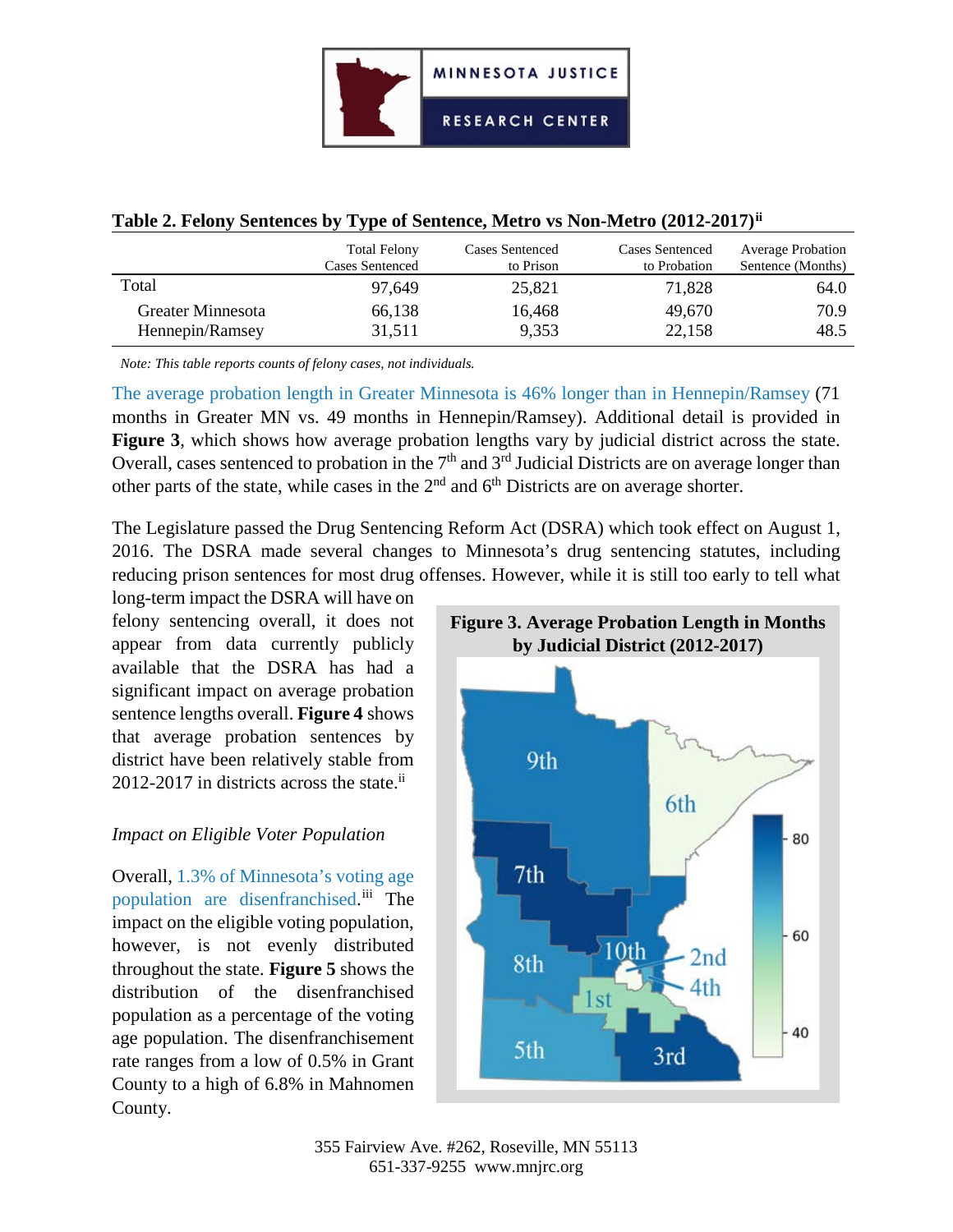**Table 2. Felony Sentences by Type of Sentence, Metro vs Non-Metro (2012-2017)[ii]**

| | Total Felony Cases Sentenced | Cases Sentenced to Prison | Cases Sentenced to Probation | Average Probation Sentence (Months) |
|---|---|---|---|---|
| Total | 97,649 | 25,821 | 71,828 | 64.0 |
| Greater Minnesota | 66,138 | 16,468 | 49,670 | 70.9 |
| Hennepin/Ramsey | 31,511 | 9,353 | 22,158 | 48.5 |

*Note: This table reports counts of felony cases, not individuals.*

The average probation length in Greater Minnesota is 46% longer than in Hennepin/Ramsey (71 months in Greater MN vs. 49 months in Hennepin/Ramsey). Additional detail is provided in **Figure 3**, which shows how average probation lengths vary by judicial district across the state. Overall, cases sentenced to probation in the 7th and 3rd Judicial Districts are on average longer than other parts of the state, while cases in the 2nd and 6th Districts are on average shorter.

The Legislature passed the Drug Sentencing Reform Act (DSRA) which took effect on August 1, 2016. The DSRA made several changes to Minnesota's drug sentencing statutes, including reducing prison sentences for most drug offenses. However, while it is still too early to tell what long-term impact the DSRA will have on felony sentencing overall, it does not appear from data currently publicly available that the DSRA has had a significant impact on average probation sentence lengths overall. **Figure 4** shows that average probation sentences by district have been relatively stable from 2012-2017 in districts across the state.[ii]

**Figure 3. Average Probation Length in Months by Judicial District (2012-2017)**

*Impact on Eligible Voter Population*

Overall, 1.3% of Minnesota's voting age population are disenfranchised.[iii] The impact on the eligible voting population, however, is not evenly distributed throughout the state. **Figure 5** shows the distribution of the disenfranchised population as a percentage of the voting age population. The disenfranchisement rate ranges from a low of 0.5% in Grant County to a high of 6.8% in Mahnomen County.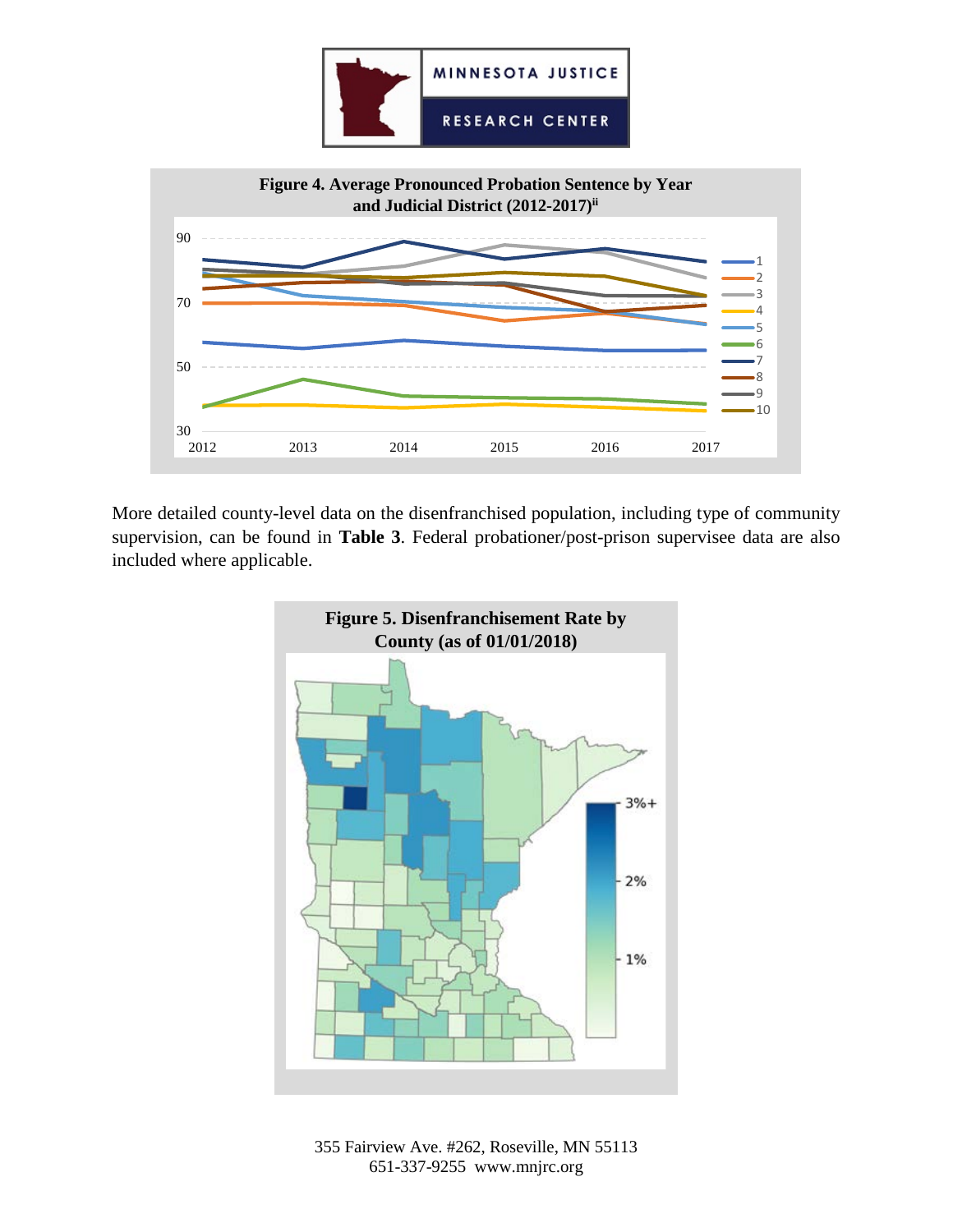**Figure 4. Average Pronounced Probation Sentence by Year and Judicial District (2012-2017)[ii]**

More detailed county-level data on the disenfranchised population, including type of community supervision, can be found in **Table 3**. Federal probationer/post-prison supervisee data are also included where applicable.

**Figure 5. Disenfranchisement Rate by County (as of 01/01/2018)**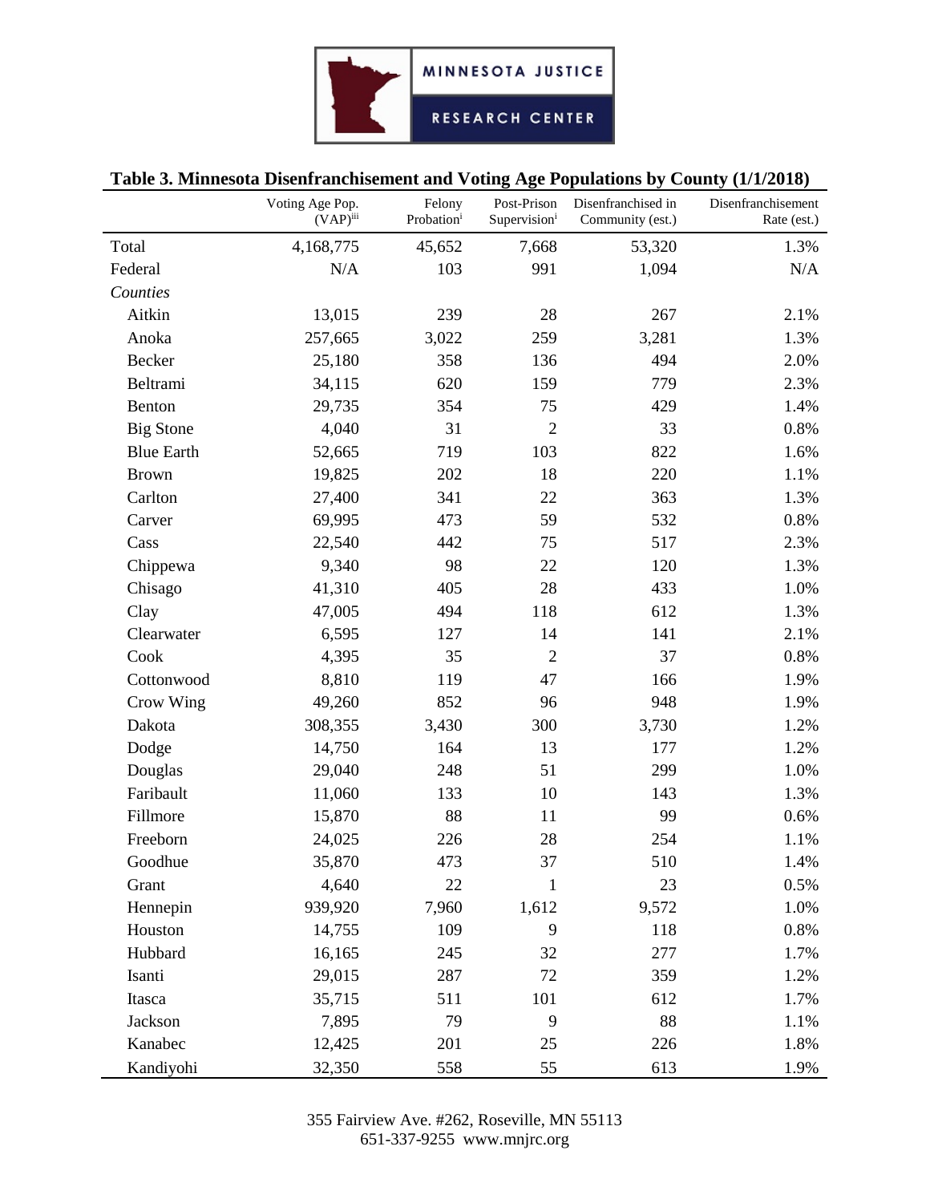**Table 3. Minnesota Disenfranchisement and Voting Age Populations by County (1/1/2018)**

| | Voting Age Pop. (VAP)[iii] | Felony Probation[i] | Post-Prison Supervision[i] | Disenfranchised in Community (est.) | Disenfranchisement Rate (est.) |
|---|---|---|---|---|---|
| Total | 4,168,775 | 45,652 | 7,668 | 53,320 | 1.3% |
| Federal | N/A | 103 | 991 | 1,094 | N/A |
| *Counties* | | | | | |
| Aitkin | 13,015 | 239 | 28 | 267 | 2.1% |
| Anoka | 257,665 | 3,022 | 259 | 3,281 | 1.3% |
| Becker | 25,180 | 358 | 136 | 494 | 2.0% |
| Beltrami | 34,115 | 620 | 159 | 779 | 2.3% |
| Benton | 29,735 | 354 | 75 | 429 | 1.4% |
| Big Stone | 4,040 | 31 | 2 | 33 | 0.8% |
| Blue Earth | 52,665 | 719 | 103 | 822 | 1.6% |
| Brown | 19,825 | 202 | 18 | 220 | 1.1% |
| Carlton | 27,400 | 341 | 22 | 363 | 1.3% |
| Carver | 69,995 | 473 | 59 | 532 | 0.8% |
| Cass | 22,540 | 442 | 75 | 517 | 2.3% |
| Chippewa | 9,340 | 98 | 22 | 120 | 1.3% |
| Chisago | 41,310 | 405 | 28 | 433 | 1.0% |
| Clay | 47,005 | 494 | 118 | 612 | 1.3% |
| Clearwater | 6,595 | 127 | 14 | 141 | 2.1% |
| Cook | 4,395 | 35 | 2 | 37 | 0.8% |
| Cottonwood | 8,810 | 119 | 47 | 166 | 1.9% |
| Crow Wing | 49,260 | 852 | 96 | 948 | 1.9% |
| Dakota | 308,355 | 3,430 | 300 | 3,730 | 1.2% |
| Dodge | 14,750 | 164 | 13 | 177 | 1.2% |
| Douglas | 29,040 | 248 | 51 | 299 | 1.0% |
| Faribault | 11,060 | 133 | 10 | 143 | 1.3% |
| Fillmore | 15,870 | 88 | 11 | 99 | 0.6% |
| Freeborn | 24,025 | 226 | 28 | 254 | 1.1% |
| Goodhue | 35,870 | 473 | 37 | 510 | 1.4% |
| Grant | 4,640 | 22 | 1 | 23 | 0.5% |
| Hennepin | 939,920 | 7,960 | 1,612 | 9,572 | 1.0% |
| Houston | 14,755 | 109 | 9 | 118 | 0.8% |
| Hubbard | 16,165 | 245 | 32 | 277 | 1.7% |
| Isanti | 29,015 | 287 | 72 | 359 | 1.2% |
| Itasca | 35,715 | 511 | 101 | 612 | 1.7% |
| Jackson | 7,895 | 79 | 9 | 88 | 1.1% |
| Kanabec | 12,425 | 201 | 25 | 226 | 1.8% |
| Kandiyohi | 32,350 | 558 | 55 | 613 | 1.9% |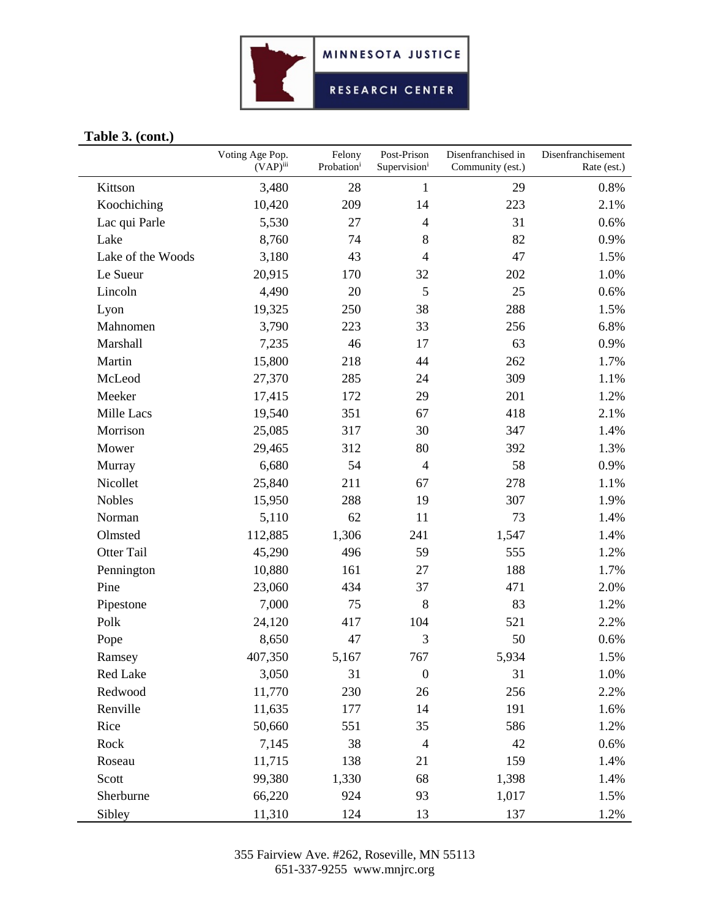**Table 3. (cont.)**

| | Voting Age Pop. (VAP)[iii] | Felony Probation[i] | Post-Prison Supervision[i] | Disenfranchised in Community (est.) | Disenfranchisement Rate (est.) |
|---|---|---|---|---|---|
| Kittson | 3,480 | 28 | 1 | 29 | 0.8% |
| Koochiching | 10,420 | 209 | 14 | 223 | 2.1% |
| Lac qui Parle | 5,530 | 27 | 4 | 31 | 0.6% |
| Lake | 8,760 | 74 | 8 | 82 | 0.9% |
| Lake of the Woods | 3,180 | 43 | 4 | 47 | 1.5% |
| Le Sueur | 20,915 | 170 | 32 | 202 | 1.0% |
| Lincoln | 4,490 | 20 | 5 | 25 | 0.6% |
| Lyon | 19,325 | 250 | 38 | 288 | 1.5% |
| Mahnomen | 3,790 | 223 | 33 | 256 | 6.8% |
| Marshall | 7,235 | 46 | 17 | 63 | 0.9% |
| Martin | 15,800 | 218 | 44 | 262 | 1.7% |
| McLeod | 27,370 | 285 | 24 | 309 | 1.1% |
| Meeker | 17,415 | 172 | 29 | 201 | 1.2% |
| Mille Lacs | 19,540 | 351 | 67 | 418 | 2.1% |
| Morrison | 25,085 | 317 | 30 | 347 | 1.4% |
| Mower | 29,465 | 312 | 80 | 392 | 1.3% |
| Murray | 6,680 | 54 | 4 | 58 | 0.9% |
| Nicollet | 25,840 | 211 | 67 | 278 | 1.1% |
| Nobles | 15,950 | 288 | 19 | 307 | 1.9% |
| Norman | 5,110 | 62 | 11 | 73 | 1.4% |
| Olmsted | 112,885 | 1,306 | 241 | 1,547 | 1.4% |
| Otter Tail | 45,290 | 496 | 59 | 555 | 1.2% |
| Pennington | 10,880 | 161 | 27 | 188 | 1.7% |
| Pine | 23,060 | 434 | 37 | 471 | 2.0% |
| Pipestone | 7,000 | 75 | 8 | 83 | 1.2% |
| Polk | 24,120 | 417 | 104 | 521 | 2.2% |
| Pope | 8,650 | 47 | 3 | 50 | 0.6% |
| Ramsey | 407,350 | 5,167 | 767 | 5,934 | 1.5% |
| Red Lake | 3,050 | 31 | 0 | 31 | 1.0% |
| Redwood | 11,770 | 230 | 26 | 256 | 2.2% |
| Renville | 11,635 | 177 | 14 | 191 | 1.6% |
| Rice | 50,660 | 551 | 35 | 586 | 1.2% |
| Rock | 7,145 | 38 | 4 | 42 | 0.6% |
| Roseau | 11,715 | 138 | 21 | 159 | 1.4% |
| Scott | 99,380 | 1,330 | 68 | 1,398 | 1.4% |
| Sherburne | 66,220 | 924 | 93 | 1,017 | 1.5% |
| Sibley | 11,310 | 124 | 13 | 137 | 1.2% |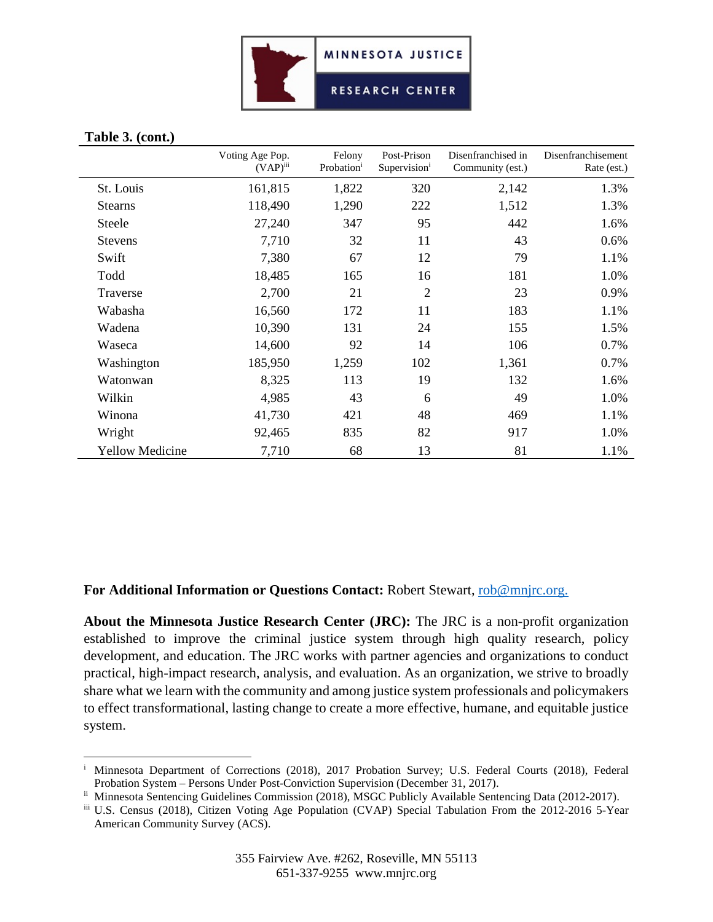**Table 3. (cont.)**

| | Voting Age Pop. (VAP)[iii] | Felony Probation[i] | Post-Prison Supervision[i] | Disenfranchised in Community (est.) | Disenfranchisement Rate (est.) |
|---|---|---|---|---|---|
| St. Louis | 161,815 | 1,822 | 320 | 2,142 | 1.3% |
| Stearns | 118,490 | 1,290 | 222 | 1,512 | 1.3% |
| Steele | 27,240 | 347 | 95 | 442 | 1.6% |
| Stevens | 7,710 | 32 | 11 | 43 | 0.6% |
| Swift | 7,380 | 67 | 12 | 79 | 1.1% |
| Todd | 18,485 | 165 | 16 | 181 | 1.0% |
| Traverse | 2,700 | 21 | 2 | 23 | 0.9% |
| Wabasha | 16,560 | 172 | 11 | 183 | 1.1% |
| Wadena | 10,390 | 131 | 24 | 155 | 1.5% |
| Waseca | 14,600 | 92 | 14 | 106 | 0.7% |
| Washington | 185,950 | 1,259 | 102 | 1,361 | 0.7% |
| Watonwan | 8,325 | 113 | 19 | 132 | 1.6% |
| Wilkin | 4,985 | 43 | 6 | 49 | 1.0% |
| Winona | 41,730 | 421 | 48 | 469 | 1.1% |
| Wright | 92,465 | 835 | 82 | 917 | 1.0% |
| Yellow Medicine | 7,710 | 68 | 13 | 81 | 1.1% |

**For Additional Information or Questions Contact:** Robert Stewart, rob@mnjrc.org.

**About the Minnesota Justice Research Center (JRC):** The JRC is a non-profit organization established to improve the criminal justice system through high quality research, policy development, and education. The JRC works with partner agencies and organizations to conduct practical, high-impact research, analysis, and evaluation. As an organization, we strive to broadly share what we learn with the community and among justice system professionals and policymakers to effect transformational, lasting change to create a more effective, humane, and equitable justice system.

[i] Minnesota Department of Corrections (2018), 2017 Probation Survey; U.S. Federal Courts (2018), Federal Probation System – Persons Under Post-Conviction Supervision (December 31, 2017).

[ii] Minnesota Sentencing Guidelines Commission (2018), MSGC Publicly Available Sentencing Data (2012-2017).

[iii] U.S. Census (2018), Citizen Voting Age Population (CVAP) Special Tabulation From the 2012-2016 5-Year American Community Survey (ACS).

355 Fairview Ave. #262, Roseville, MN 55113
651-337-9255 www.mnjrc.org